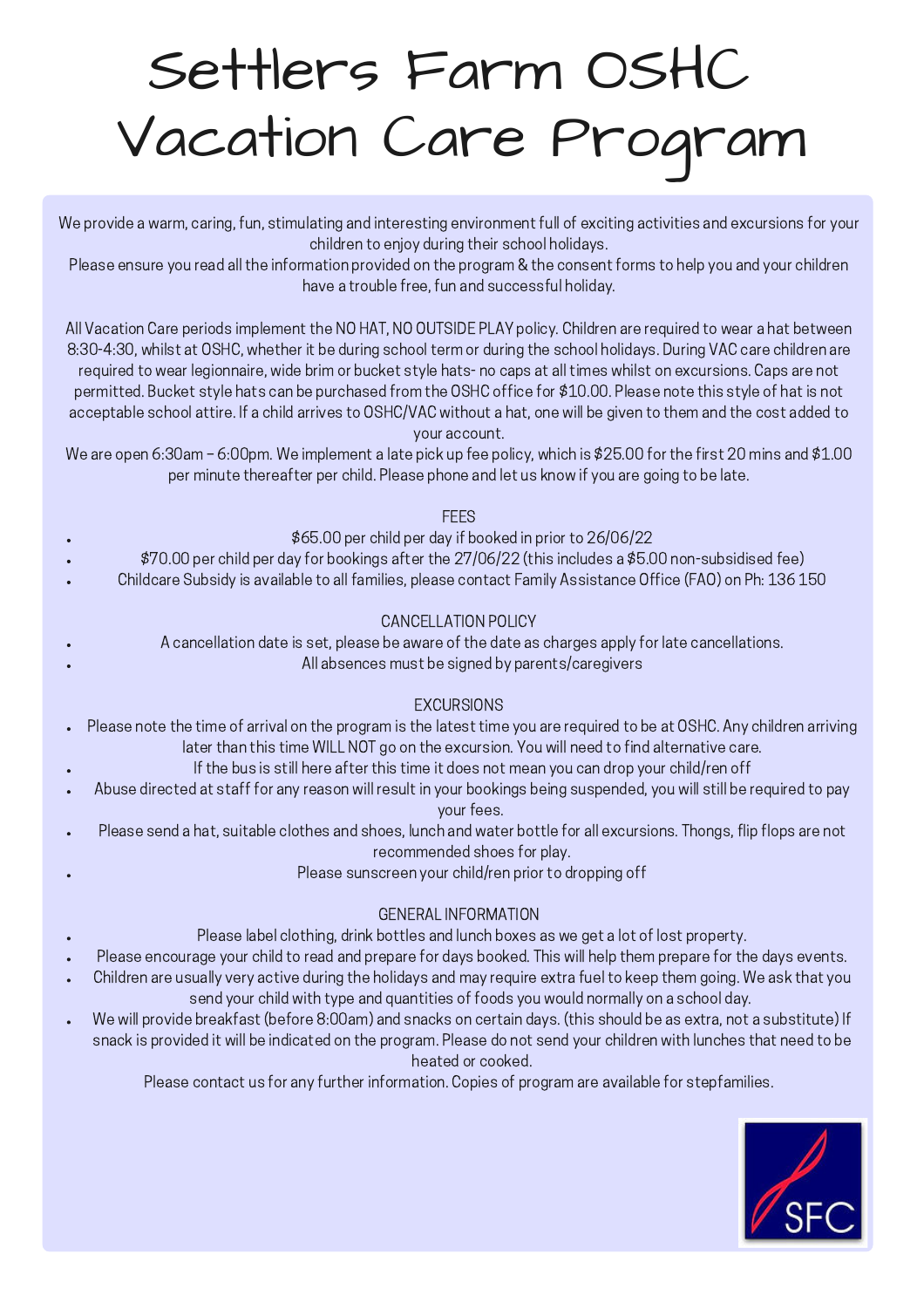# Settlers Farm OSHC Vacation Care Program

We provide a warm, caring, fun, stimulating and interesting environment full of exciting activities and excursions for your children to enjoy during their school holidays.
Please ensure you read all the information provided on the program & the consent forms to help you and your children have a trouble free, fun and successful holiday.

All Vacation Care periods implement the NO HAT, NO OUTSIDE PLAY policy. Children are required to wear a hat between 8:30-4:30, whilst at OSHC, whether it be during school term or during the school holidays. During VAC care children are required to wear legionnaire, wide brim or bucket style hats- no caps at all times whilst on excursions. Caps are not permitted. Bucket style hats can be purchased from the OSHC office for $10.00. Please note this style of hat is not acceptable school attire. If a child arrives to OSHC/VAC without a hat, one will be given to them and the cost added to your account.
We are open 6:30am – 6:00pm. We implement a late pick up fee policy, which is $25.00 for the first 20 mins and $1.00 per minute thereafter per child. Please phone and let us know if you are going to be late.

## FEES

- $65.00 per child per day if booked in prior to 26/06/22
- $70.00 per child per day for bookings after the 27/06/22 (this includes a $5.00 non-subsidised fee)
- Childcare Subsidy is available to all families, please contact Family Assistance Office (FAO) on Ph: 136 150

## CANCELLATION POLICY

- A cancellation date is set, please be aware of the date as charges apply for late cancellations.
- All absences must be signed by parents/caregivers

## EXCURSIONS

- Please note the time of arrival on the program is the latest time you are required to be at OSHC. Any children arriving later than this time WILL NOT go on the excursion. You will need to find alternative care.
- If the bus is still here after this time it does not mean you can drop your child/ren off
- Abuse directed at staff for any reason will result in your bookings being suspended, you will still be required to pay your fees.
- Please send a hat, suitable clothes and shoes, lunch and water bottle for all excursions. Thongs, flip flops are not recommended shoes for play.
- Please sunscreen your child/ren prior to dropping off

## GENERAL INFORMATION

- Please label clothing, drink bottles and lunch boxes as we get a lot of lost property.
- Please encourage your child to read and prepare for days booked. This will help them prepare for the days events.
- Children are usually very active during the holidays and may require extra fuel to keep them going. We ask that you send your child with type and quantities of foods you would normally on a school day.
- We will provide breakfast (before 8:00am) and snacks on certain days. (this should be as extra, not a substitute) If snack is provided it will be indicated on the program. Please do not send your children with lunches that need to be heated or cooked.

Please contact us for any further information. Copies of program are available for stepfamilies.

SFC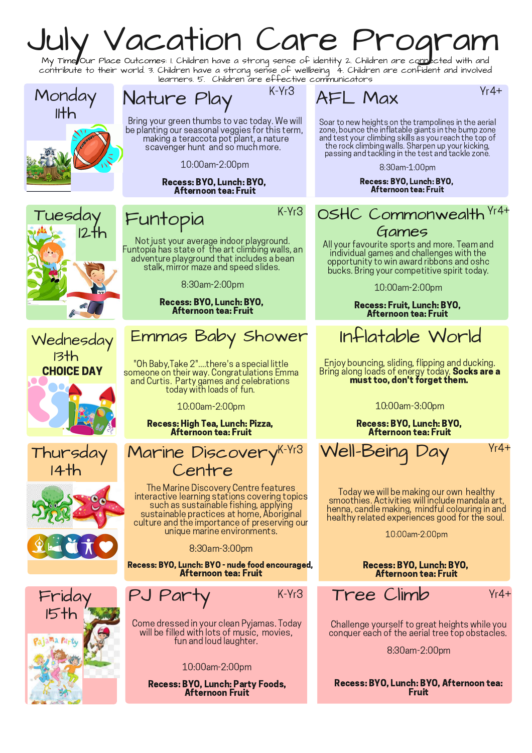# July Vacation Care Program

My Time Our Place Outcomes: 1. Children have a strong sense of identity 2. Children are connected with and contribute to their world 3. Children have a strong sense of wellbeing 4. Children are confident and involved learners. 5. Children are effective communicators

## Monday 11th

### Nature Play — K-Yr3

Bring your green thumbs to vac today. We will be planting our seasonal veggies for this term, making a teracotta pot plant, a nature scavenger hunt and so much more.

10:00am-2:00pm

**Recess: BYO, Lunch: BYO, Afternoon tea: Fruit**

### AFL Max — Yr4+

Soar to new heights on the trampolines in the aerial zone, bounce the inflatable giants in the bump zone and test your climbing skills as you reach the top of the rock climbing walls. Sharpen up your kicking, passing and tackling in the test and tackle zone.

8:30am-1:00pm

**Recess: BYO, Lunch: BYO, Afternoon tea: Fruit**

## Tuesday 12th

### Funtopia — K-Yr3

Not just your average indoor playground. Funtopia has state of the art climbing walls, an adventure playground that includes a bean stalk, mirror maze and speed slides.

8:30am-2:00pm

**Recess: BYO, Lunch: BYO, Afternoon tea: Fruit**

### OSHC Commonwealth Games — Yr4+

All your favourite sports and more. Team and individual games and challenges with the opportunity to win award ribbons and oshc bucks. Bring your competitive spirit today.

10:00am-2:00pm

**Recess: Fruit, Lunch: BYO, Afternoon tea: Fruit**

## Wednesday 13th

**CHOICE DAY**

### Emmas Baby Shower

"Oh Baby,Take 2"....there's a special little someone on their way. Congratulations Emma and Curtis. Party games and celebrations today with loads of fun.

10:00am-2:00pm

**Recess: High Tea, Lunch: Pizza, Afternoon tea: Fruit**

### Inflatable World

Enjoy bouncing, sliding, flipping and ducking. Bring along loads of energy today. **Socks are a must too, don't forget them.**

10:00am-3:00pm

**Recess: BYO, Lunch: BYO, Afternoon tea: Fruit**

## Thursday 14th

### Marine Discovery Centre — K-Yr3

The Marine Discovery Centre features interactive learning stations covering topics such as sustainable fishing, applying sustainable practices at home, Aboriginal culture and the importance of preserving our unique marine environments.

8:30am-3:00pm

**Recess: BYO, Lunch: BYO - nude food encouraged, Afternoon tea: Fruit**

### Well-Being Day — Yr4+

Today we will be making our own healthy smoothies. Activities will include mandala art, henna, candle making, mindful colouring in and healthy related experiences good for the soul.

10:00am-2:00pm

**Recess: BYO, Lunch: BYO, Afternoon tea: Fruit**

## Friday 15th

### PJ Party — K-Yr3

Come dressed in your clean Pyjamas. Today will be filled with lots of music, movies, fun and loud laughter.

10:00am-2:00pm

**Recess: BYO, Lunch: Party Foods, Afternoon Fruit**

### Tree Climb — Yr4+

Challenge yourself to great heights while you conquer each of the aerial tree top obstacles.

8:30am-2:00pm

**Recess: BYO, Lunch: BYO, Afternoon tea: Fruit**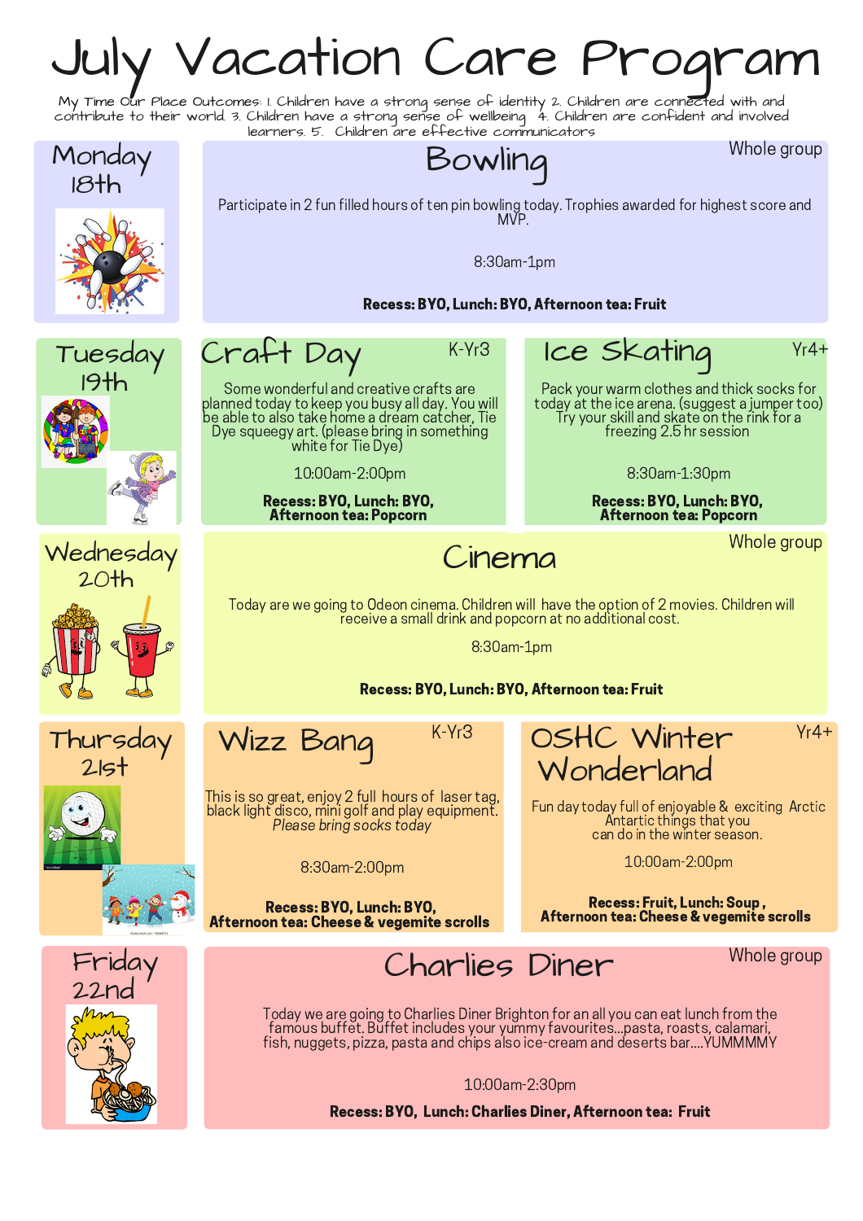# July Vacation Care Program

My Time Our Place Outcomes: 1. Children have a strong sense of identity 2. Children are connected with and contribute to their world. 3. Children have a strong sense of wellbeing 4. Children are confident and involved learners. 5. Children are effective communicators

## Monday 18th

### Bowling

Whole group

Participate in 2 fun filled hours of ten pin bowling today. Trophies awarded for highest score and MVP.

8:30am-1pm

**Recess: BYO, Lunch: BYO, Afternoon tea: Fruit**

## Tuesday 19th

### Craft Day

K-Yr3

Some wonderful and creative crafts are planned today to keep you busy all day. You will be able to also take home a dream catcher, Tie Dye squeegy art. (please bring in something white for Tie Dye)

10:00am-2:00pm

**Recess: BYO, Lunch: BYO, Afternoon tea: Popcorn**

### Ice Skating

Yr4+

Pack your warm clothes and thick socks for today at the ice arena. (suggest a jumper too) Try your skill and skate on the rink for a freezing 2.5 hr session

8:30am-1:30pm

**Recess: BYO, Lunch: BYO, Afternoon tea: Popcorn**

## Wednesday 20th

### Cinema

Whole group

Today are we going to Odeon cinema. Children will have the option of 2 movies. Children will receive a small drink and popcorn at no additional cost.

8:30am-1pm

**Recess: BYO, Lunch: BYO, Afternoon tea: Fruit**

## Thursday 21st

### Wizz Bang

K-Yr3

This is so great, enjoy 2 full hours of laser tag, black light disco, mini golf and play equipment. *Please bring socks today*

8:30am-2:00pm

**Recess: BYO, Lunch: BYO, Afternoon tea: Cheese & vegemite scrolls**

### OSHC Winter Wonderland

Yr4+

Fun day today full of enjoyable & exciting Arctic Antartic things that you can do in the winter season.

10:00am-2:00pm

**Recess: Fruit, Lunch: Soup, Afternoon tea: Cheese & vegemite scrolls**

## Friday 22nd

### Charlies Diner

Whole group

Today we are going to Charlies Diner Brighton for an all you can eat lunch from the famous buffet. Buffet includes your yummy favourites...pasta, roasts, calamari, fish, nuggets, pizza, pasta and chips also ice-cream and deserts bar....YUMMMMY

10:00am-2:30pm

**Recess: BYO, Lunch: Charlies Diner, Afternoon tea: Fruit**